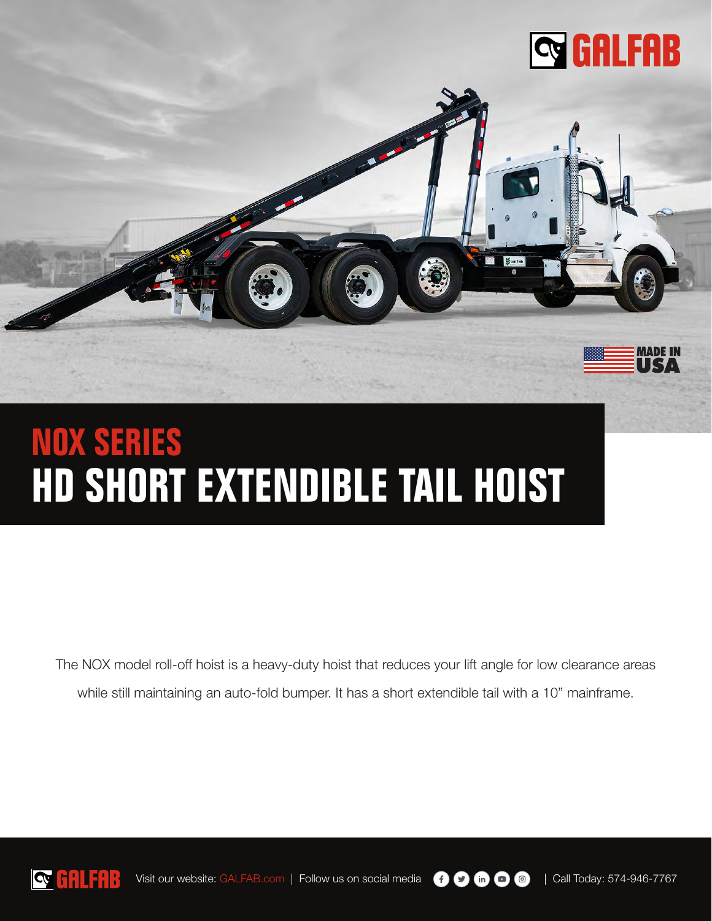GALFAB

MADE IN USA

# NOX SERIES
# HD SHORT EXTENDIBLE TAIL HOIST

The NOX model roll-off hoist is a heavy-duty hoist that reduces your lift angle for low clearance areas while still maintaining an auto-fold bumper. It has a short extendible tail with a 10” mainframe.

GALFAB Visit our website: GALFAB.com | Follow us on social media | Call Today: 574-946-7767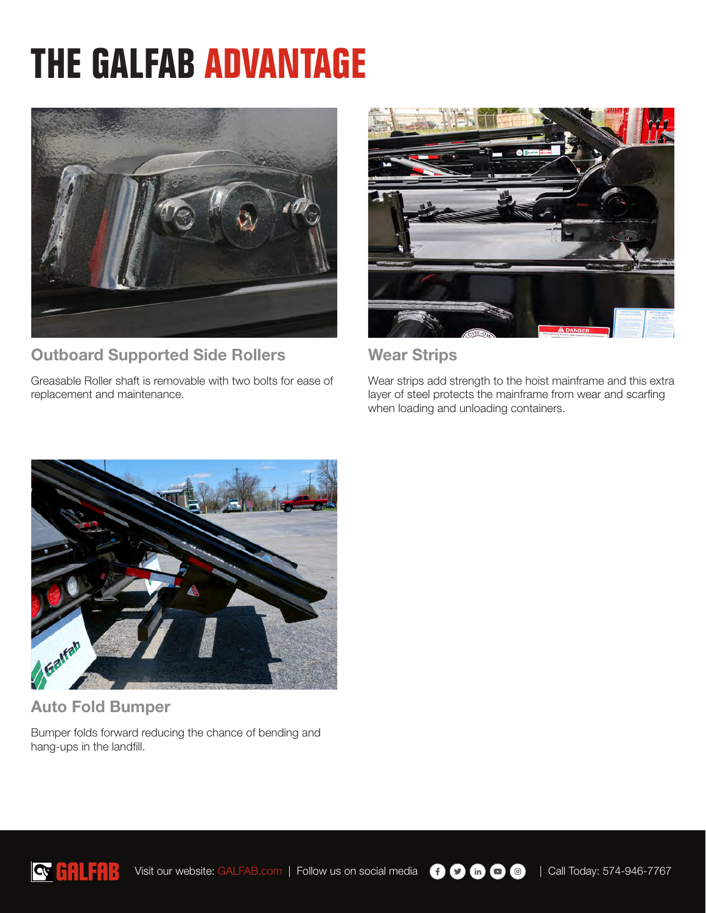# THE GALFAB ADVANTAGE

### Outboard Supported Side Rollers

Greasable Roller shaft is removable with two bolts for ease of replacement and maintenance.

### Wear Strips

Wear strips add strength to the hoist mainframe and this extra layer of steel protects the mainframe from wear and scarfing when loading and unloading containers.

### Auto Fold Bumper

Bumper folds forward reducing the chance of bending and hang-ups in the landfill.

GALFAB | Visit our website: GALFAB.com | Follow us on social media | Call Today: 574-946-7767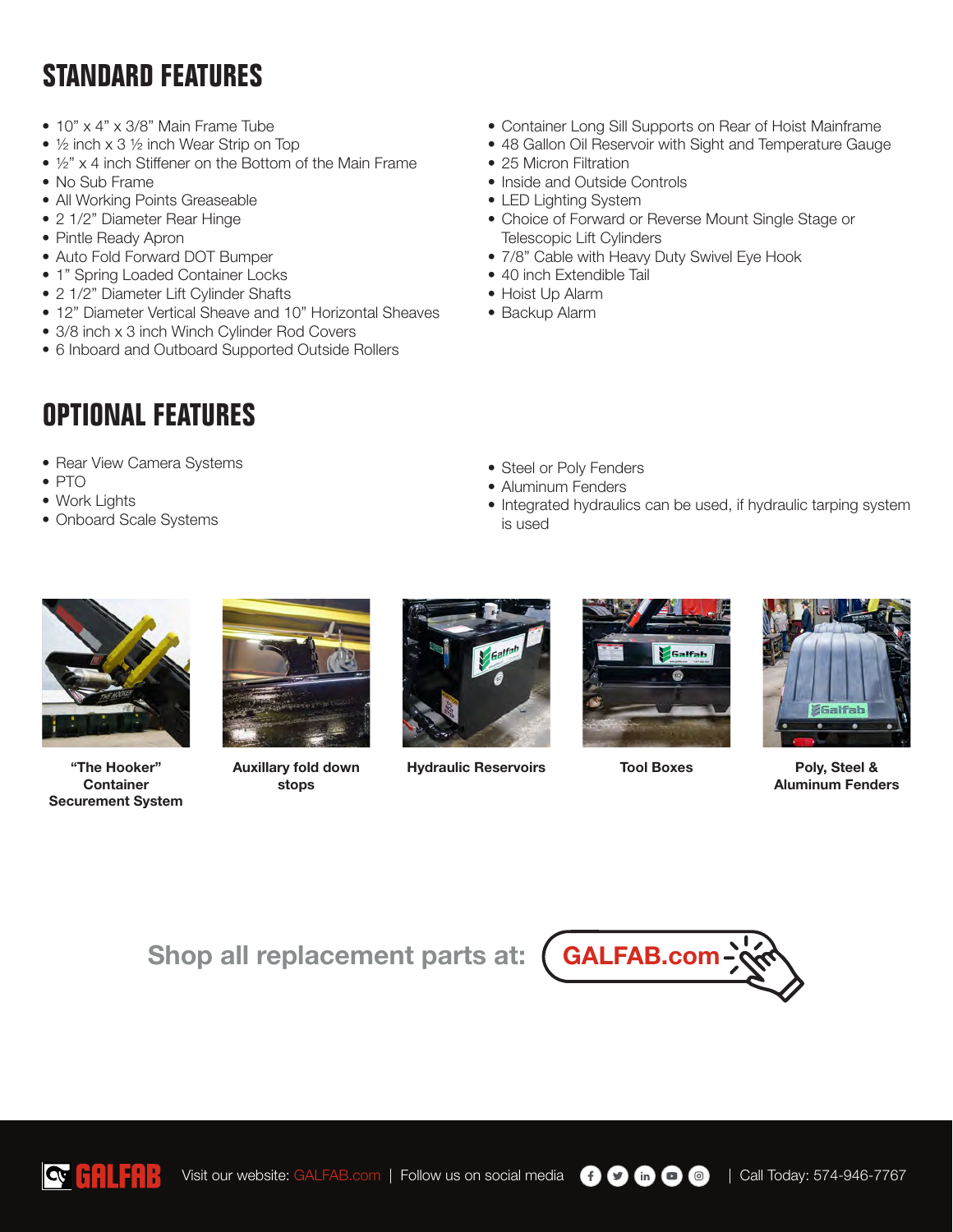## STANDARD FEATURES

- 10" x 4" x 3/8" Main Frame Tube
- ½ inch x 3 ½ inch Wear Strip on Top
- ½" x 4 inch Stiffener on the Bottom of the Main Frame
- No Sub Frame
- All Working Points Greaseable
- 2 1/2" Diameter Rear Hinge
- Pintle Ready Apron
- Auto Fold Forward DOT Bumper
- 1" Spring Loaded Container Locks
- 2 1/2" Diameter Lift Cylinder Shafts
- 12" Diameter Vertical Sheave and 10" Horizontal Sheaves
- 3/8 inch x 3 inch Winch Cylinder Rod Covers
- 6 Inboard and Outboard Supported Outside Rollers
- Container Long Sill Supports on Rear of Hoist Mainframe
- 48 Gallon Oil Reservoir with Sight and Temperature Gauge
- 25 Micron Filtration
- Inside and Outside Controls
- LED Lighting System
- Choice of Forward or Reverse Mount Single Stage or Telescopic Lift Cylinders
- 7/8" Cable with Heavy Duty Swivel Eye Hook
- 40 inch Extendible Tail
- Hoist Up Alarm
- Backup Alarm

## OPTIONAL FEATURES

- Rear View Camera Systems
- PTO
- Work Lights
- Onboard Scale Systems
- Steel or Poly Fenders
- Aluminum Fenders
- Integrated hydraulics can be used, if hydraulic tarping system is used

**"The Hooker" Container Securement System**

**Auxillary fold down stops**

**Hydraulic Reservoirs**

**Tool Boxes**

**Poly, Steel & Aluminum Fenders**

**Shop all replacement parts at: GALFAB.com**

GALFAB | Visit our website: GALFAB.com | Follow us on social media | Call Today: 574-946-7767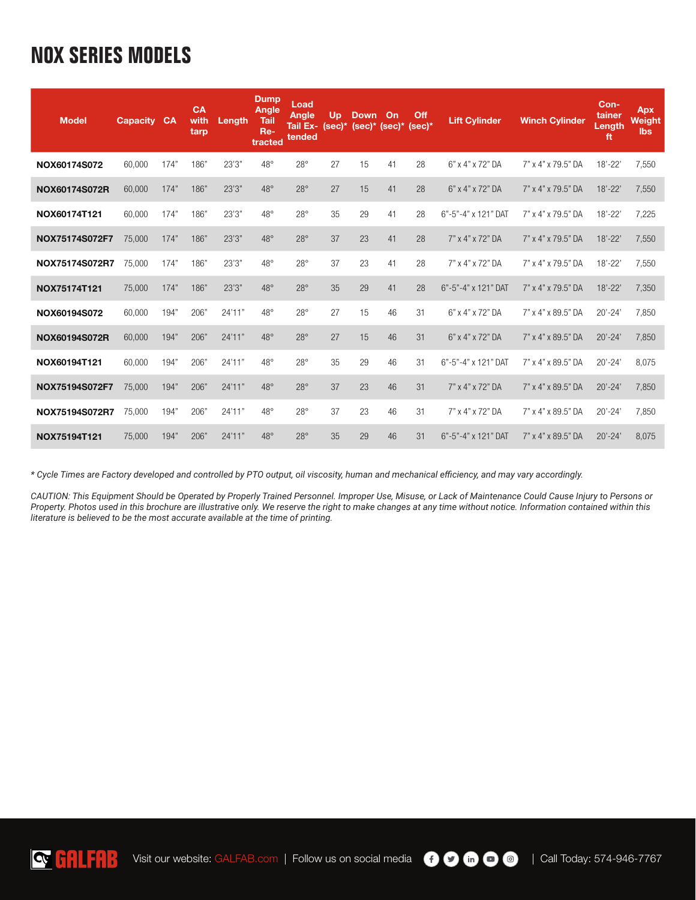# NOX SERIES MODELS

| Model | Capacity | CA | CA with tarp | Length | Dump Angle Tail Re-tracted | Load Angle Tail Ex-tended | Up (sec)* | Down (sec)* | On (sec)* | Off (sec)* | Lift Cylinder | Winch Cylinder | Con-tainer Length ft | Apx Weight lbs |
|---|---|---|---|---|---|---|---|---|---|---|---|---|---|---|
| **NOX60174S072** | 60,000 | 174" | 186" | 23'3" | 48° | 28° | 27 | 15 | 41 | 28 | 6" x 4" x 72" DA | 7" x 4" x 79.5" DA | 18'-22' | 7,550 |
| **NOX60174S072R** | 60,000 | 174" | 186" | 23'3" | 48° | 28° | 27 | 15 | 41 | 28 | 6" x 4" x 72" DA | 7" x 4" x 79.5" DA | 18'-22' | 7,550 |
| **NOX60174T121** | 60,000 | 174" | 186" | 23'3" | 48° | 28° | 35 | 29 | 41 | 28 | 6"-5"-4" x 121" DAT | 7" x 4" x 79.5" DA | 18'-22' | 7,225 |
| **NOX75174S072F7** | 75,000 | 174" | 186" | 23'3" | 48° | 28° | 37 | 23 | 41 | 28 | 7" x 4" x 72" DA | 7" x 4" x 79.5" DA | 18'-22' | 7,550 |
| **NOX75174S072R7** | 75,000 | 174" | 186" | 23'3" | 48° | 28° | 37 | 23 | 41 | 28 | 7" x 4" x 72" DA | 7" x 4" x 79.5" DA | 18'-22' | 7,550 |
| **NOX75174T121** | 75,000 | 174" | 186" | 23'3" | 48° | 28° | 35 | 29 | 41 | 28 | 6"-5"-4" x 121" DAT | 7" x 4" x 79.5" DA | 18'-22' | 7,350 |
| **NOX60194S072** | 60,000 | 194" | 206" | 24'11" | 48° | 28° | 27 | 15 | 46 | 31 | 6" x 4" x 72" DA | 7" x 4" x 89.5" DA | 20'-24' | 7,850 |
| **NOX60194S072R** | 60,000 | 194" | 206" | 24'11" | 48° | 28° | 27 | 15 | 46 | 31 | 6" x 4" x 72" DA | 7" x 4" x 89.5" DA | 20'-24' | 7,850 |
| **NOX60194T121** | 60,000 | 194" | 206" | 24'11" | 48° | 28° | 35 | 29 | 46 | 31 | 6"-5"-4" x 121" DAT | 7" x 4" x 89.5" DA | 20'-24' | 8,075 |
| **NOX75194S072F7** | 75,000 | 194" | 206" | 24'11" | 48° | 28° | 37 | 23 | 46 | 31 | 7" x 4" x 72" DA | 7" x 4" x 89.5" DA | 20'-24' | 7,850 |
| **NOX75194S072R7** | 75,000 | 194" | 206" | 24'11" | 48° | 28° | 37 | 23 | 46 | 31 | 7" x 4" x 72" DA | 7" x 4" x 89.5" DA | 20'-24' | 7,850 |
| **NOX75194T121** | 75,000 | 194" | 206" | 24'11" | 48° | 28° | 35 | 29 | 46 | 31 | 6"-5"-4" x 121" DAT | 7" x 4" x 89.5" DA | 20'-24' | 8,075 |

*\* Cycle Times are Factory developed and controlled by PTO output, oil viscosity, human and mechanical efficiency, and may vary accordingly.*

*CAUTION: This Equipment Should be Operated by Properly Trained Personnel. Improper Use, Misuse, or Lack of Maintenance Could Cause Injury to Persons or Property. Photos used in this brochure are illustrative only. We reserve the right to make changes at any time without notice. Information contained within this literature is believed to be the most accurate available at the time of printing.*

GALFAB Visit our website: GALFAB.com | Follow us on social media | Call Today: 574-946-7767